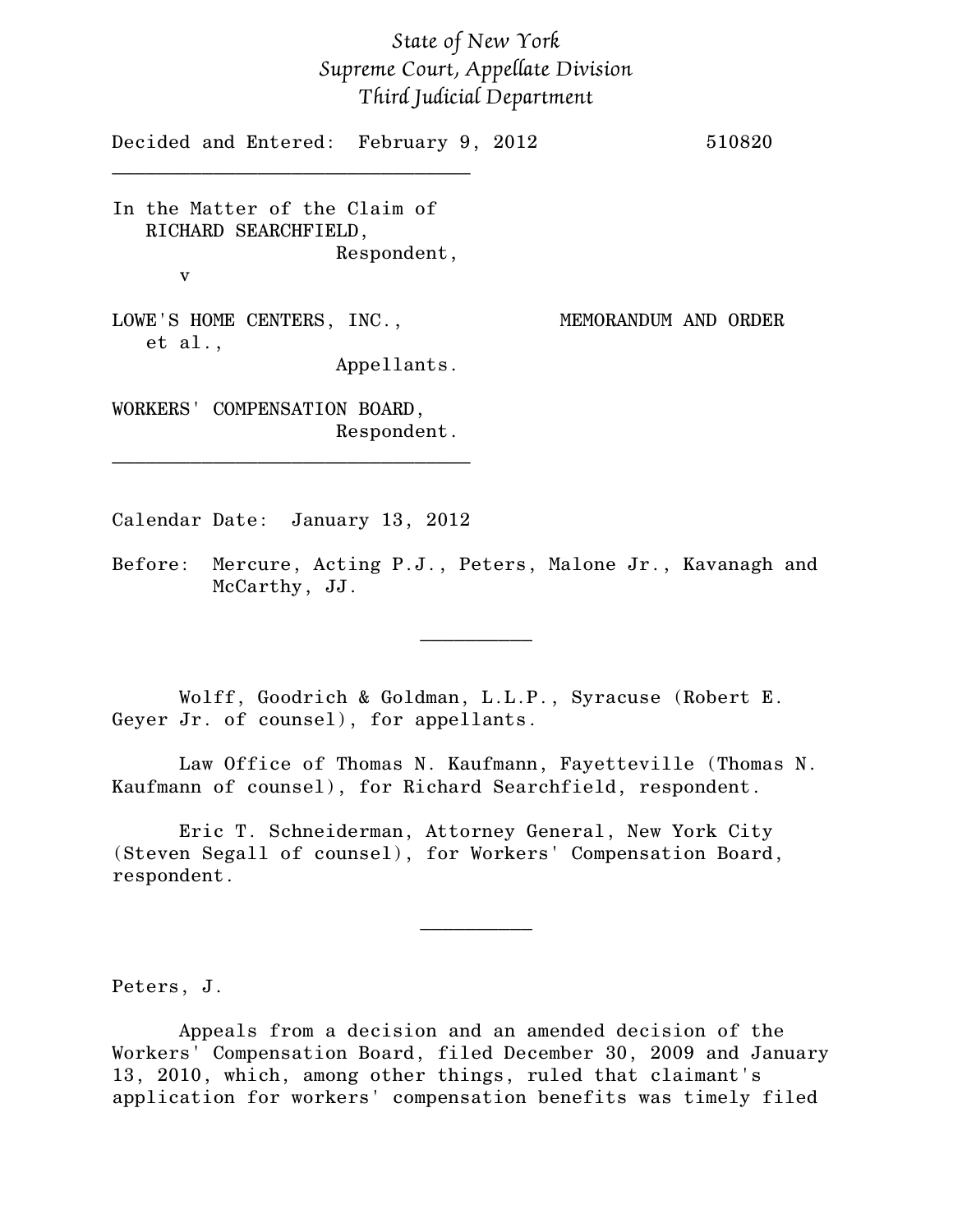*State of New York*
*Supreme Court, Appellate Division*
*Third Judicial Department*

Decided and Entered: February 9, 2012 510820

---

In the Matter of the Claim of
RICHARD SEARCHFIELD,
Respondent,

v

LOWE'S HOME CENTERS, INC., et al.,
Appellants.

MEMORANDUM AND ORDER

WORKERS' COMPENSATION BOARD,
Respondent.

---

Calendar Date: January 13, 2012

Before: Mercure, Acting P.J., Peters, Malone Jr., Kavanagh and McCarthy, JJ.

---

Wolff, Goodrich & Goldman, L.L.P., Syracuse (Robert E. Geyer Jr. of counsel), for appellants.

Law Office of Thomas N. Kaufmann, Fayetteville (Thomas N. Kaufmann of counsel), for Richard Searchfield, respondent.

Eric T. Schneiderman, Attorney General, New York City (Steven Segall of counsel), for Workers' Compensation Board, respondent.

---

Peters, J.

Appeals from a decision and an amended decision of the Workers' Compensation Board, filed December 30, 2009 and January 13, 2010, which, among other things, ruled that claimant's application for workers' compensation benefits was timely filed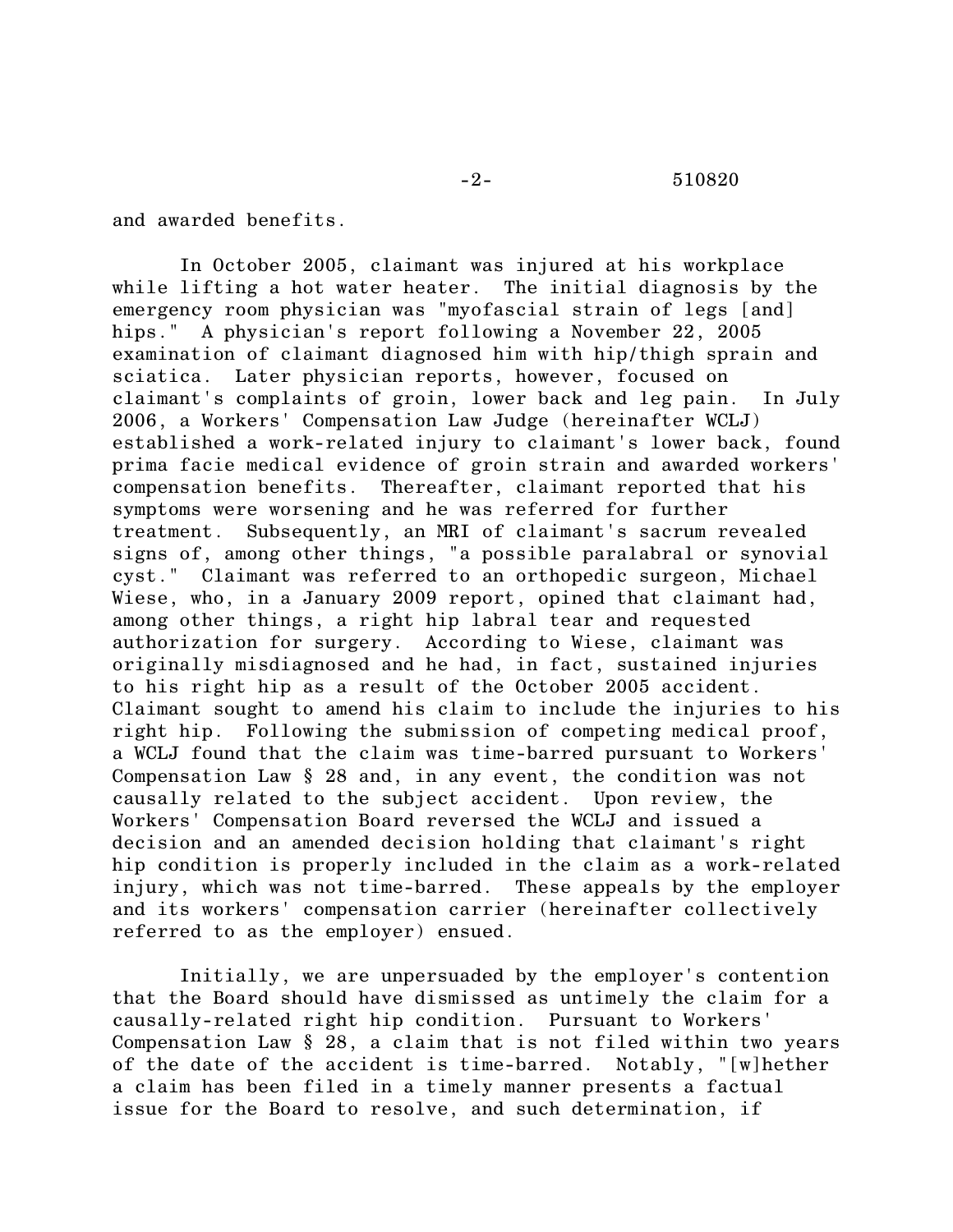and awarded benefits.

In October 2005, claimant was injured at his workplace while lifting a hot water heater. The initial diagnosis by the emergency room physician was "myofascial strain of legs [and] hips." A physician's report following a November 22, 2005 examination of claimant diagnosed him with hip/thigh sprain and sciatica. Later physician reports, however, focused on claimant's complaints of groin, lower back and leg pain. In July 2006, a Workers' Compensation Law Judge (hereinafter WCLJ) established a work-related injury to claimant's lower back, found prima facie medical evidence of groin strain and awarded workers' compensation benefits. Thereafter, claimant reported that his symptoms were worsening and he was referred for further treatment. Subsequently, an MRI of claimant's sacrum revealed signs of, among other things, "a possible paralabral or synovial cyst." Claimant was referred to an orthopedic surgeon, Michael Wiese, who, in a January 2009 report, opined that claimant had, among other things, a right hip labral tear and requested authorization for surgery. According to Wiese, claimant was originally misdiagnosed and he had, in fact, sustained injuries to his right hip as a result of the October 2005 accident. Claimant sought to amend his claim to include the injuries to his right hip. Following the submission of competing medical proof, a WCLJ found that the claim was time-barred pursuant to Workers' Compensation Law § 28 and, in any event, the condition was not causally related to the subject accident. Upon review, the Workers' Compensation Board reversed the WCLJ and issued a decision and an amended decision holding that claimant's right hip condition is properly included in the claim as a work-related injury, which was not time-barred. These appeals by the employer and its workers' compensation carrier (hereinafter collectively referred to as the employer) ensued.

Initially, we are unpersuaded by the employer's contention that the Board should have dismissed as untimely the claim for a causally-related right hip condition. Pursuant to Workers' Compensation Law § 28, a claim that is not filed within two years of the date of the accident is time-barred. Notably, "[w]hether a claim has been filed in a timely manner presents a factual issue for the Board to resolve, and such determination, if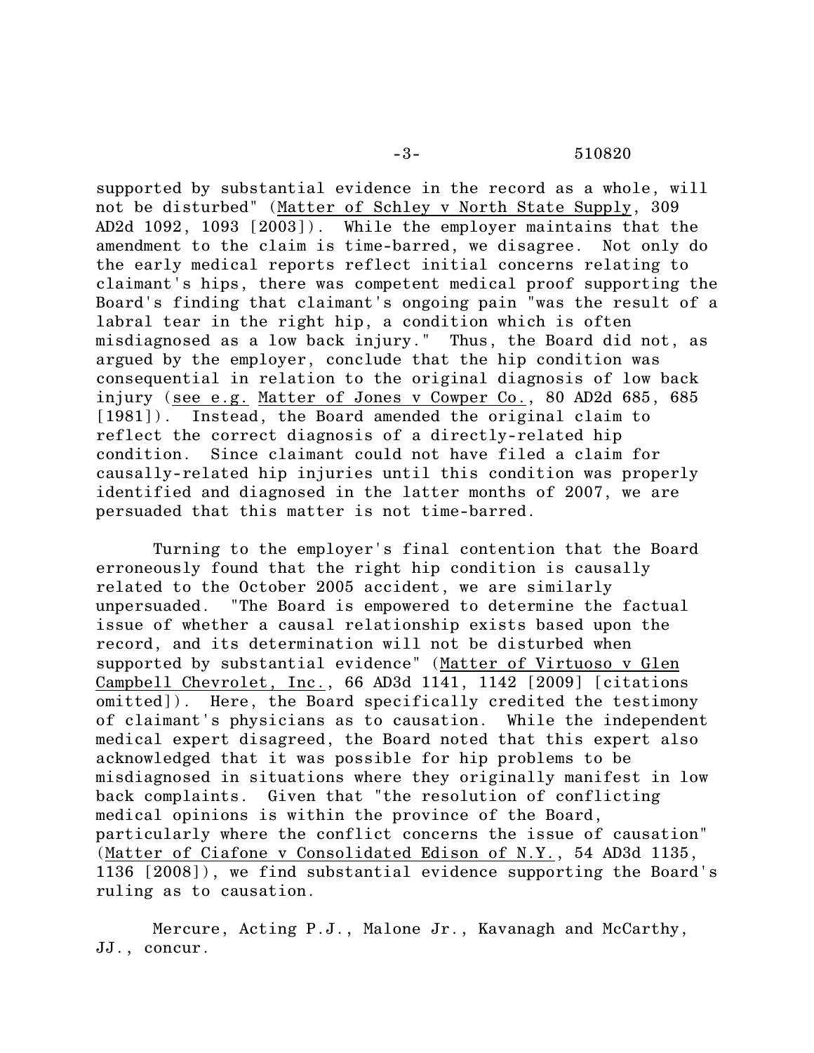supported by substantial evidence in the record as a whole, will not be disturbed" (Matter of Schley v North State Supply, 309 AD2d 1092, 1093 [2003]). While the employer maintains that the amendment to the claim is time-barred, we disagree. Not only do the early medical reports reflect initial concerns relating to claimant's hips, there was competent medical proof supporting the Board's finding that claimant's ongoing pain "was the result of a labral tear in the right hip, a condition which is often misdiagnosed as a low back injury." Thus, the Board did not, as argued by the employer, conclude that the hip condition was consequential in relation to the original diagnosis of low back injury (see e.g. Matter of Jones v Cowper Co., 80 AD2d 685, 685 [1981]). Instead, the Board amended the original claim to reflect the correct diagnosis of a directly-related hip condition. Since claimant could not have filed a claim for causally-related hip injuries until this condition was properly identified and diagnosed in the latter months of 2007, we are persuaded that this matter is not time-barred.

Turning to the employer's final contention that the Board erroneously found that the right hip condition is causally related to the October 2005 accident, we are similarly unpersuaded. "The Board is empowered to determine the factual issue of whether a causal relationship exists based upon the record, and its determination will not be disturbed when supported by substantial evidence" (Matter of Virtuoso v Glen Campbell Chevrolet, Inc., 66 AD3d 1141, 1142 [2009] [citations omitted]). Here, the Board specifically credited the testimony of claimant's physicians as to causation. While the independent medical expert disagreed, the Board noted that this expert also acknowledged that it was possible for hip problems to be misdiagnosed in situations where they originally manifest in low back complaints. Given that "the resolution of conflicting medical opinions is within the province of the Board, particularly where the conflict concerns the issue of causation" (Matter of Ciafone v Consolidated Edison of N.Y., 54 AD3d 1135, 1136 [2008]), we find substantial evidence supporting the Board's ruling as to causation.

Mercure, Acting P.J., Malone Jr., Kavanagh and McCarthy, JJ., concur.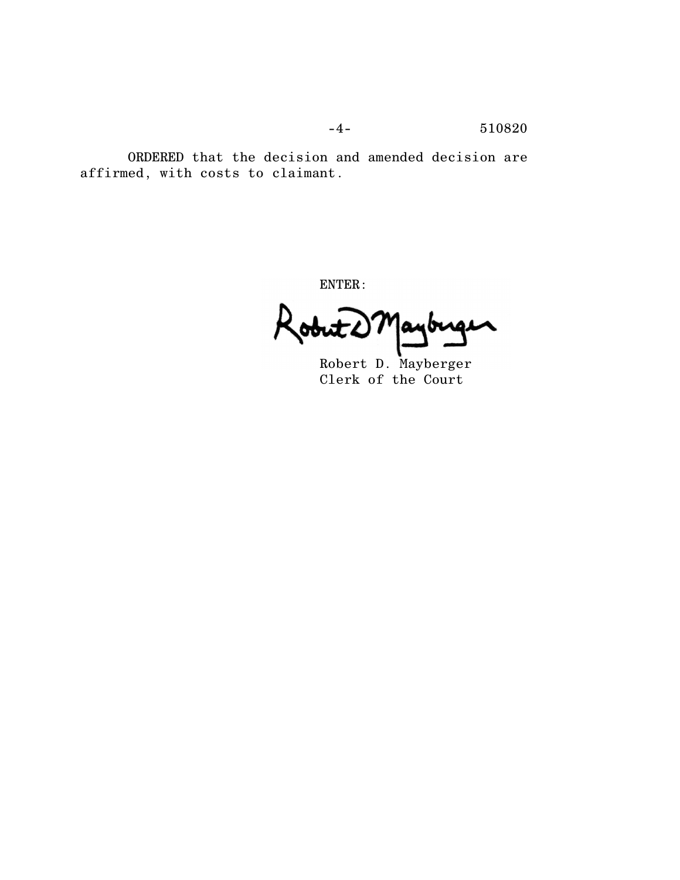ORDERED that the decision and amended decision are affirmed, with costs to claimant.

ENTER:

Robert D. Mayberger
Clerk of the Court